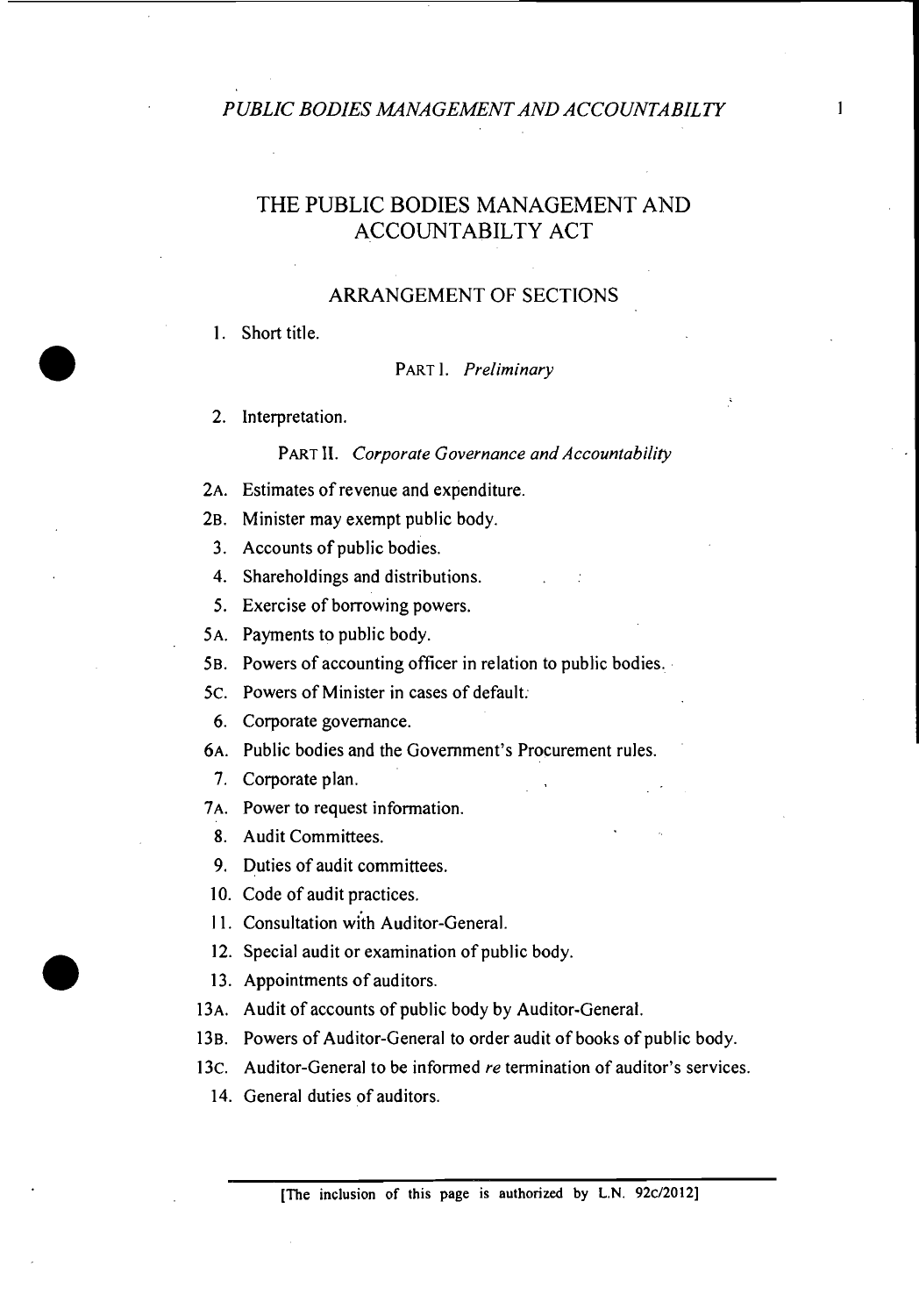# THE PUBLIC BODIES MANAGEMENT AND ACCOUNTABILTY ACT

## ARRANGEMENT OF SECTIONS

1. Short title.

PART I. *Preliminary*

2. Interpretation.

PART II. *Corporate Governance and Accountability*

2A. Estimates of revenue and expenditure.

2B. Minister may exempt public body.

3. Accounts of public bodies.

4. Shareholdings and distributions.

5. Exercise of borrowing powers.

5A. Payments to public body.

5B. Powers of accounting officer in relation to public bodies.

5C. Powers of Minister in cases of default.

6. Corporate governance.

6A. Public bodies and the Government's Procurement rules.

7. Corporate plan.

7A. Power to request information.

8. Audit Committees.

9. Duties of audit committees.

10. Code of audit practices.

11. Consultation with Auditor-General.

12. Special audit or examination of public body.

13. Appointments of auditors.

13A. Audit of accounts of public body by Auditor-General.

13B. Powers of Auditor-General to order audit of books of public body.

13C. Auditor-General to be informed *re* termination of auditor's services.

14. General duties of auditors.

[The inclusion of this page is authorized by L.N. 92c/2012]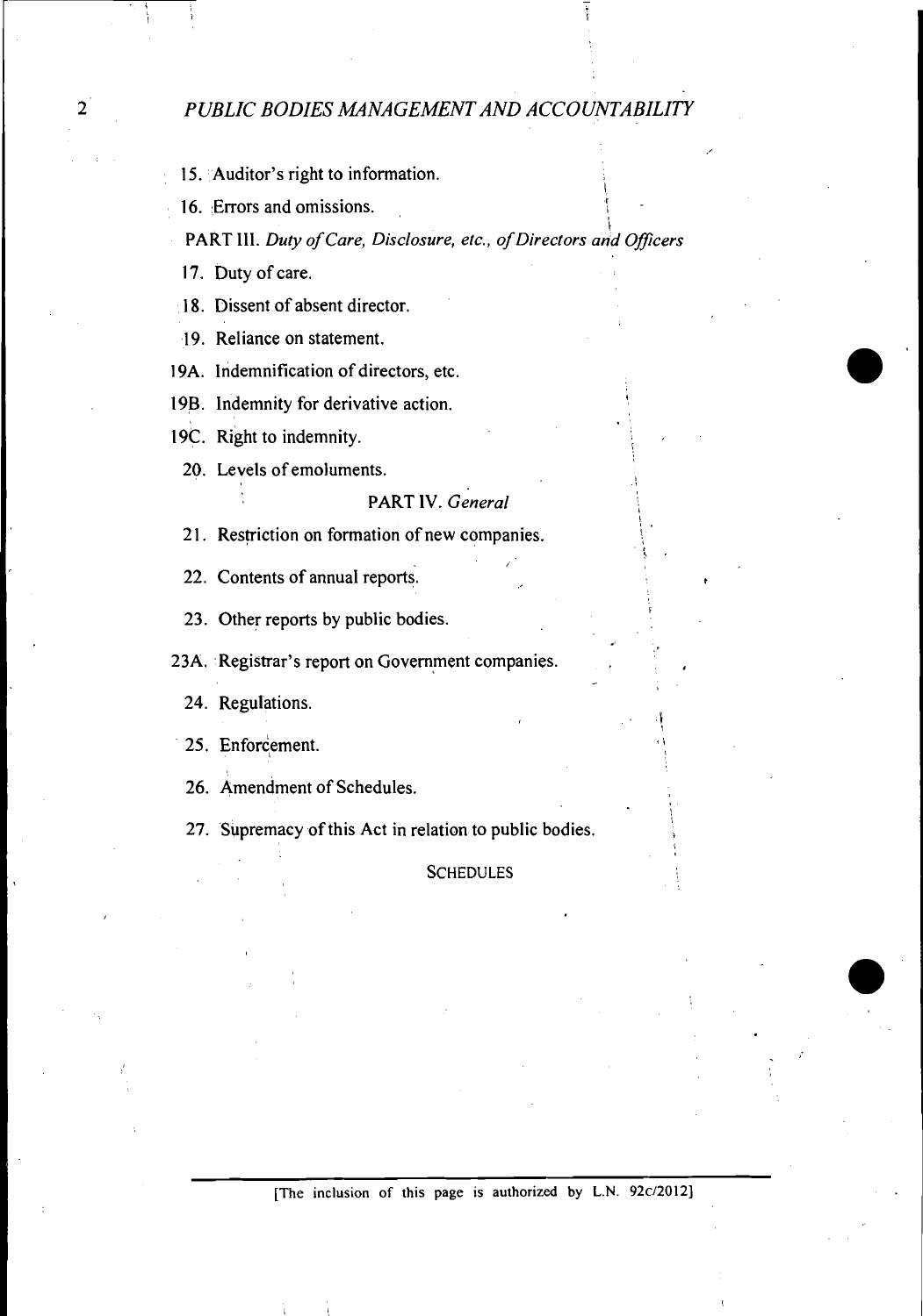15. Auditor's right to information.

16. Errors and omissions.

PART III. *Duty of Care, Disclosure, etc., of Directors and Officers*

17. Duty of care.

18. Dissent of absent director.

19. Reliance on statement.

19A. Indemnification of directors, etc.

19B. Indemnity for derivative action.

19C. Right to indemnity.

20. Levels of emoluments.

PART IV. *General*

21. Restriction on formation of new companies.

22. Contents of annual reports.

23. Other reports by public bodies.

23A. Registrar's report on Government companies.

24. Regulations.

25. Enforcement.

26. Amendment of Schedules.

27. Supremacy of this Act in relation to public bodies.

SCHEDULES

[The inclusion of this page is authorized by L.N. 92c/2012]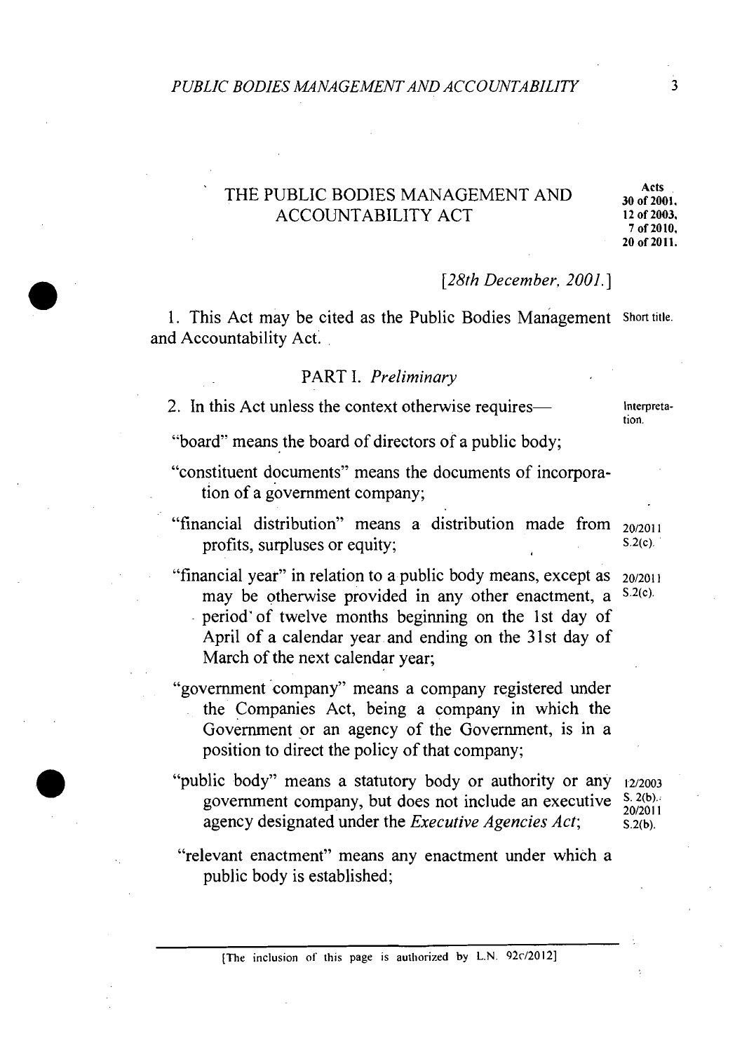# THE PUBLIC BODIES MANAGEMENT AND ACCOUNTABILITY ACT

Acts 30 of 2001, 12 of 2003, 7 of 2010, 20 of 2011.

[*28th December, 2001.*]

1. This Act may be cited as the Public Bodies Management and Accountability Act. Short title.

## PART I. *Preliminary*

2. In this Act unless the context otherwise requires— Interpretation.

"board" means the board of directors of a public body;

"constituent documents" means the documents of incorporation of a government company;

"financial distribution" means a distribution made from profits, surpluses or equity; 20/2011 S.2(c).

"financial year" in relation to a public body means, except as may be otherwise provided in any other enactment, a period of twelve months beginning on the 1st day of April of a calendar year and ending on the 31st day of March of the next calendar year; 20/2011 S.2(c).

"government company" means a company registered under the Companies Act, being a company in which the Government or an agency of the Government, is in a position to direct the policy of that company;

"public body" means a statutory body or authority or any government company, but does not include an executive agency designated under the *Executive Agencies Act*; 12/2003 S. 2(b). 20/2011 S.2(b).

"relevant enactment" means any enactment under which a public body is established;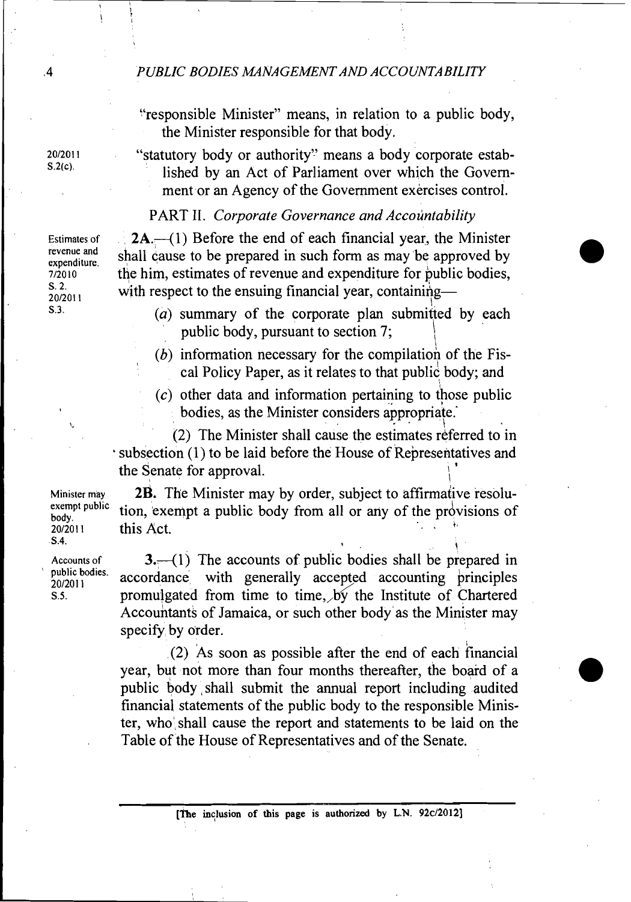"responsible Minister" means, in relation to a public body, the Minister responsible for that body.

20/2011 S.2(c).

"statutory body or authority" means a body corporate established by an Act of Parliament over which the Government or an Agency of the Government exercises control.

## PART II. *Corporate Governance and Accountability*

Estimates of revenue and expenditure. 7/2010 S. 2. 20/2011 S.3.

**2A.**—(1) Before the end of each financial year, the Minister shall cause to be prepared in such form as may be approved by the him, estimates of revenue and expenditure for public bodies, with respect to the ensuing financial year, containing—

(*a*) summary of the corporate plan submitted by each public body, pursuant to section 7;

(*b*) information necessary for the compilation of the Fiscal Policy Paper, as it relates to that public body; and

(*c*) other data and information pertaining to those public bodies, as the Minister considers appropriate.

(2) The Minister shall cause the estimates referred to in subsection (1) to be laid before the House of Representatives and the Senate for approval.

Minister may exempt public body. 20/2011 S.4.

**2B.** The Minister may by order, subject to affirmative resolution, exempt a public body from all or any of the provisions of this Act.

Accounts of public bodies. 20/2011 S.5.

**3.**—(1) The accounts of public bodies shall be prepared in accordance with generally accepted accounting principles promulgated from time to time, by the Institute of Chartered Accountants of Jamaica, or such other body as the Minister may specify by order.

(2) As soon as possible after the end of each financial year, but not more than four months thereafter, the board of a public body shall submit the annual report including audited financial statements of the public body to the responsible Minister, who shall cause the report and statements to be laid on the Table of the House of Representatives and of the Senate.

[The inclusion of this page is authorized by L.N. 92c/2012]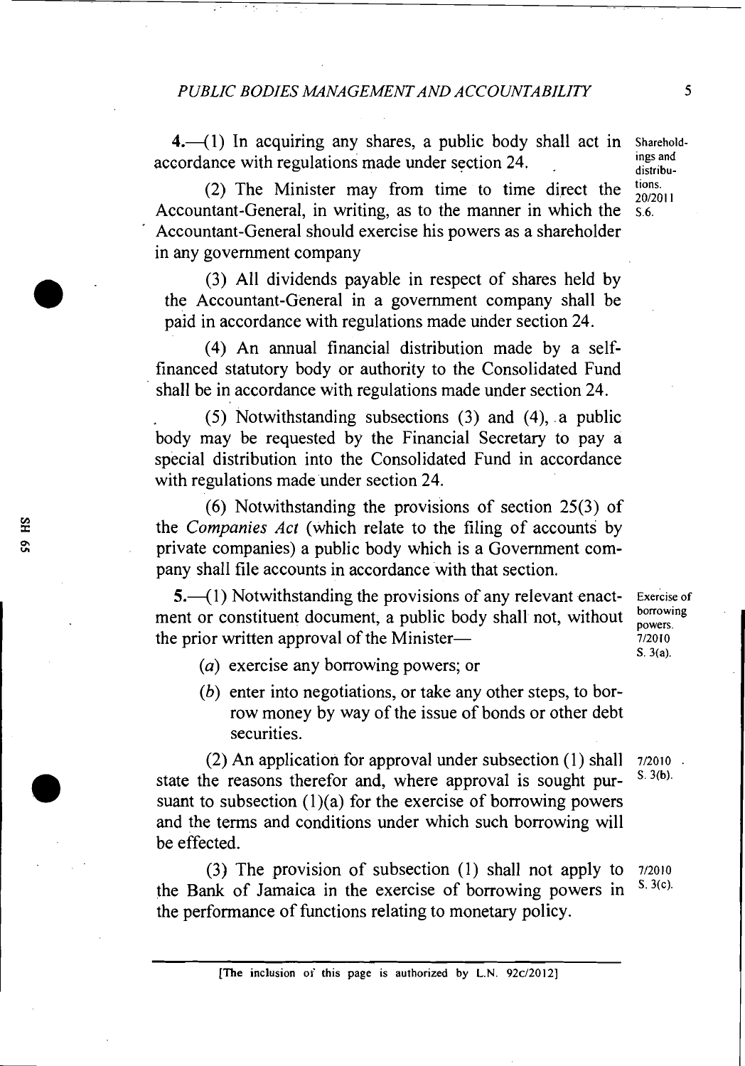**4.**—(1) In acquiring any shares, a public body shall act in accordance with regulations made under section 24.

Shareholdings and distributions. 20/2011 S.6.

(2) The Minister may from time to time direct the Accountant-General, in writing, as to the manner in which the Accountant-General should exercise his powers as a shareholder in any government company

(3) All dividends payable in respect of shares held by the Accountant-General in a government company shall be paid in accordance with regulations made under section 24.

(4) An annual financial distribution made by a self-financed statutory body or authority to the Consolidated Fund shall be in accordance with regulations made under section 24.

(5) Notwithstanding subsections (3) and (4), a public body may be requested by the Financial Secretary to pay a special distribution into the Consolidated Fund in accordance with regulations made under section 24.

(6) Notwithstanding the provisions of section 25(3) of the *Companies Act* (which relate to the filing of accounts by private companies) a public body which is a Government company shall file accounts in accordance with that section.

**5.**—(1) Notwithstanding the provisions of any relevant enactment or constituent document, a public body shall not, without the prior written approval of the Minister—

Exercise of borrowing powers. 7/2010 S. 3(a).

(*a*) exercise any borrowing powers; or

(*b*) enter into negotiations, or take any other steps, to borrow money by way of the issue of bonds or other debt securities.

(2) An application for approval under subsection (1) shall state the reasons therefor and, where approval is sought pursuant to subsection (1)(a) for the exercise of borrowing powers and the terms and conditions under which such borrowing will be effected.

7/2010 S. 3(b).

(3) The provision of subsection (1) shall not apply to the Bank of Jamaica in the exercise of borrowing powers in the performance of functions relating to monetary policy.

7/2010 S. 3(c).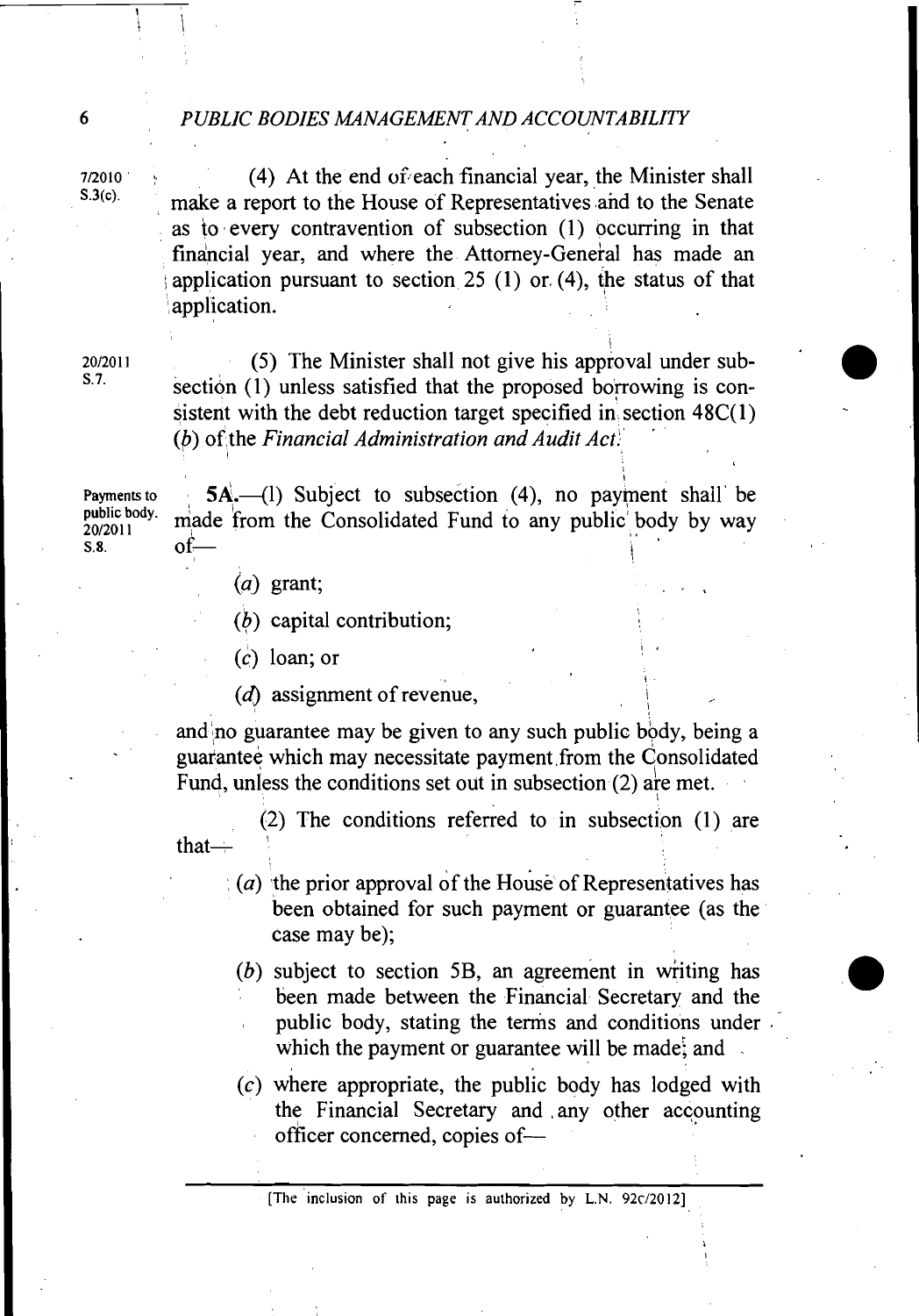7/2010 S.3(c).

(4) At the end of each financial year, the Minister shall make a report to the House of Representatives and to the Senate as to every contravention of subsection (1) occurring in that financial year, and where the Attorney-General has made an application pursuant to section 25 (1) or (4), the status of that application.

20/2011 S.7.

(5) The Minister shall not give his approval under subsection (1) unless satisfied that the proposed borrowing is consistent with the debt reduction target specified in section 48C(1) (*b*) of the *Financial Administration and Audit Act*.

Payments to public body. 20/2011 S.8.

**5A.**—(1) Subject to subsection (4), no payment shall be made from the Consolidated Fund to any public body by way of—

(*a*) grant;

(*b*) capital contribution;

(*c*) loan; or

(*d*) assignment of revenue,

and no guarantee may be given to any such public body, being a guarantee which may necessitate payment from the Consolidated Fund, unless the conditions set out in subsection (2) are met.

(2) The conditions referred to in subsection (1) are that—

(*a*) the prior approval of the House of Representatives has been obtained for such payment or guarantee (as the case may be);

(*b*) subject to section 5B, an agreement in writing has been made between the Financial Secretary and the public body, stating the terms and conditions under which the payment or guarantee will be made; and

(*c*) where appropriate, the public body has lodged with the Financial Secretary and any other accounting officer concerned, copies of—

[The inclusion of this page is authorized by L.N. 92C/2012]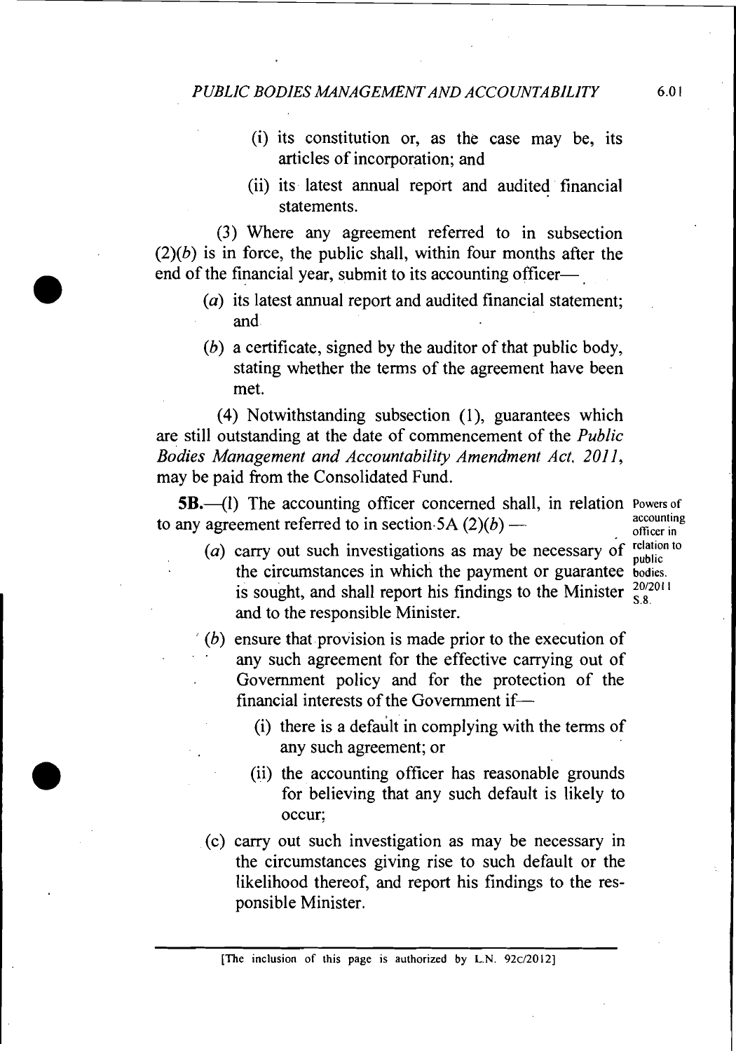(i) its constitution or, as the case may be, its articles of incorporation; and

(ii) its latest annual report and audited financial statements.

(3) Where any agreement referred to in subsection (2)(*b*) is in force, the public shall, within four months after the end of the financial year, submit to its accounting officer—

(*a*) its latest annual report and audited financial statement; and

(*b*) a certificate, signed by the auditor of that public body, stating whether the terms of the agreement have been met.

(4) Notwithstanding subsection (1), guarantees which are still outstanding at the date of commencement of the *Public Bodies Management and Accountability Amendment Act, 2011*, may be paid from the Consolidated Fund.

Powers of accounting officer in relation to public bodies. 20/2011 S.8.

**5B.**—(1) The accounting officer concerned shall, in relation to any agreement referred to in section 5A (2)(*b*) —

(*a*) carry out such investigations as may be necessary of the circumstances in which the payment or guarantee is sought, and shall report his findings to the Minister and to the responsible Minister.

(*b*) ensure that provision is made prior to the execution of any such agreement for the effective carrying out of Government policy and for the protection of the financial interests of the Government if—

(i) there is a default in complying with the terms of any such agreement; or

(ii) the accounting officer has reasonable grounds for believing that any such default is likely to occur;

(c) carry out such investigation as may be necessary in the circumstances giving rise to such default or the likelihood thereof, and report his findings to the responsible Minister.

[The inclusion of this page is authorized by L.N. 92c/2012]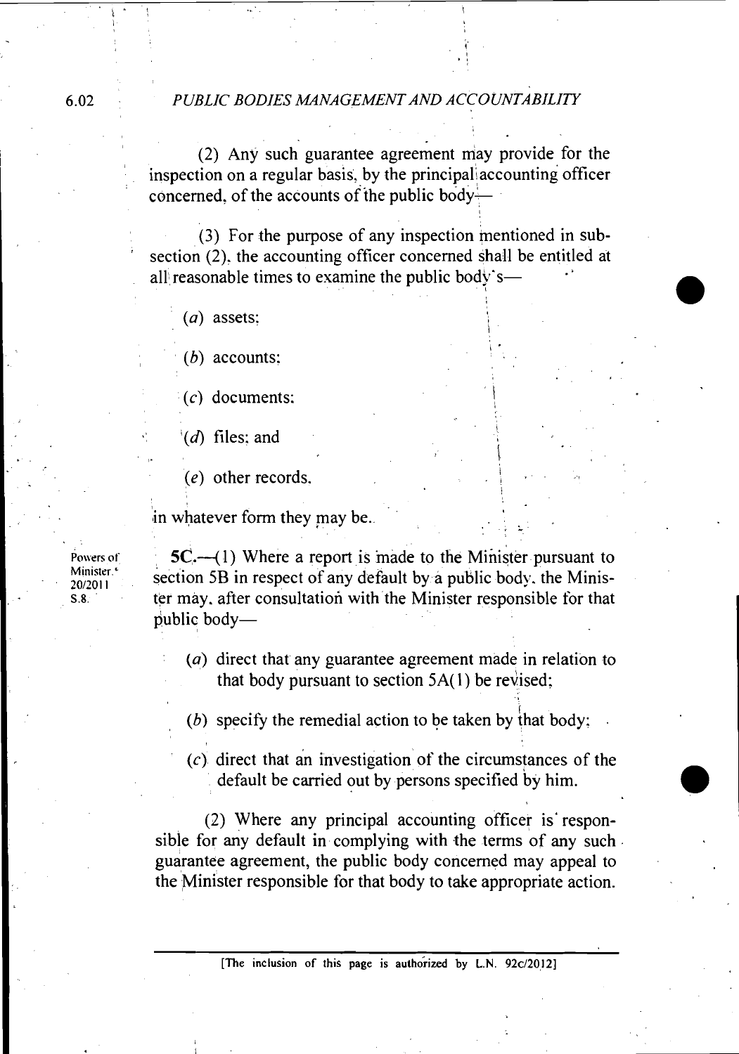(2) Any such guarantee agreement may provide for the inspection on a regular basis, by the principal accounting officer concerned, of the accounts of the public body—

(3) For the purpose of any inspection mentioned in subsection (2), the accounting officer concerned shall be entitled at all reasonable times to examine the public body's—

(*a*) assets;

(*b*) accounts;

(*c*) documents;

(*d*) files; and

(*e*) other records,

in whatever form they may be.

Powers of Minister. 20/2011 S.8.

**5C.**—(1) Where a report is made to the Minister pursuant to section 5B in respect of any default by a public body, the Minister may, after consultation with the Minister responsible for that public body—

(*a*) direct that any guarantee agreement made in relation to that body pursuant to section 5A(1) be revised;

(*b*) specify the remedial action to be taken by that body;

(*c*) direct that an investigation of the circumstances of the default be carried out by persons specified by him.

(2) Where any principal accounting officer is responsible for any default in complying with the terms of any such guarantee agreement, the public body concerned may appeal to the Minister responsible for that body to take appropriate action.

[The inclusion of this page is authorized by L.N. 92c/2012]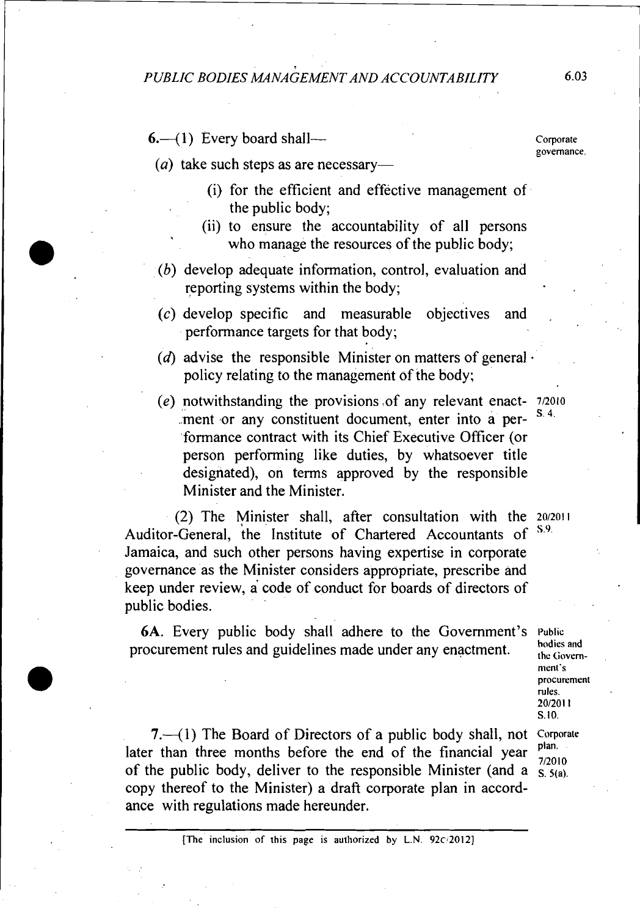6.—(1) Every board shall—

Corporate governance.

(*a*) take such steps as are necessary—

(i) for the efficient and effective management of the public body;

(ii) to ensure the accountability of all persons who manage the resources of the public body;

(*b*) develop adequate information, control, evaluation and reporting systems within the body;

(*c*) develop specific and measurable objectives and performance targets for that body;

(*d*) advise the responsible Minister on matters of general policy relating to the management of the body;

(*e*) notwithstanding the provisions of any relevant enactment or any constituent document, enter into a performance contract with its Chief Executive Officer (or person performing like duties, by whatsoever title designated), on terms approved by the responsible Minister and the Minister.

7/2010 S. 4.

(2) The Minister shall, after consultation with the Auditor-General, the Institute of Chartered Accountants of Jamaica, and such other persons having expertise in corporate governance as the Minister considers appropriate, prescribe and keep under review, a code of conduct for boards of directors of public bodies.

20/2011 S.9.

6A. Every public body shall adhere to the Government's procurement rules and guidelines made under any enactment.

Public bodies and the Government's procurement rules. 20/2011 S.10.

7.—(1) The Board of Directors of a public body shall, not later than three months before the end of the financial year of the public body, deliver to the responsible Minister (and a copy thereof to the Minister) a draft corporate plan in accordance with regulations made hereunder.

Corporate plan. 7/2010 S. 5(a).

[The inclusion of this page is authorized by L.N. 92C/2012]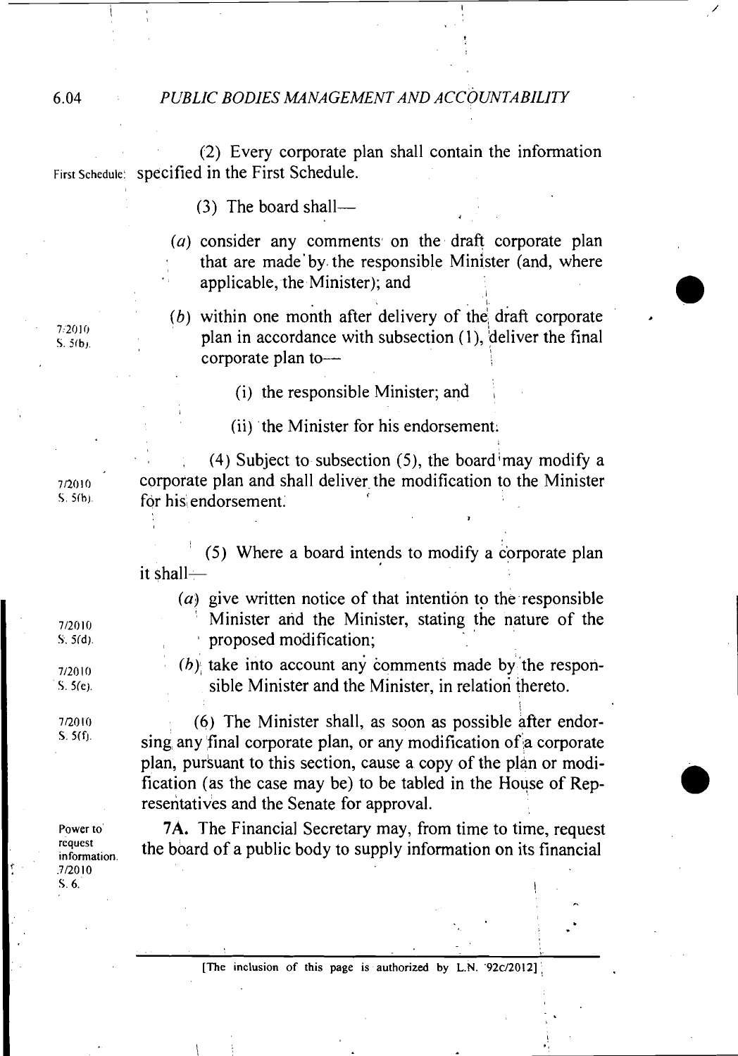(2) Every corporate plan shall contain the information specified in the First Schedule.

First Schedule.

(3) The board shall—

(a) consider any comments on the draft corporate plan that are made by the responsible Minister (and, where applicable, the Minister); and

7/2010 S. 5(b).

(b) within one month after delivery of the draft corporate plan in accordance with subsection (1), deliver the final corporate plan to—

(i) the responsible Minister; and

(ii) the Minister for his endorsement.

7/2010 S. 5(b).

(4) Subject to subsection (5), the board may modify a corporate plan and shall deliver the modification to the Minister for his endorsement.

(5) Where a board intends to modify a corporate plan it shall—

7/2010 S. 5(d).

(a) give written notice of that intention to the responsible Minister and the Minister, stating the nature of the proposed modification;

7/2010 S. 5(e).

(b) take into account any comments made by the responsible Minister and the Minister, in relation thereto.

7/2010 S. 5(f).

(6) The Minister shall, as soon as possible after endorsing any final corporate plan, or any modification of a corporate plan, pursuant to this section, cause a copy of the plan or modification (as the case may be) to be tabled in the House of Representatives and the Senate for approval.

Power to request information. 7/2010 S. 6.

**7A.** The Financial Secretary may, from time to time, request the board of a public body to supply information on its financial

[The inclusion of this page is authorized by L.N. 92c/2012]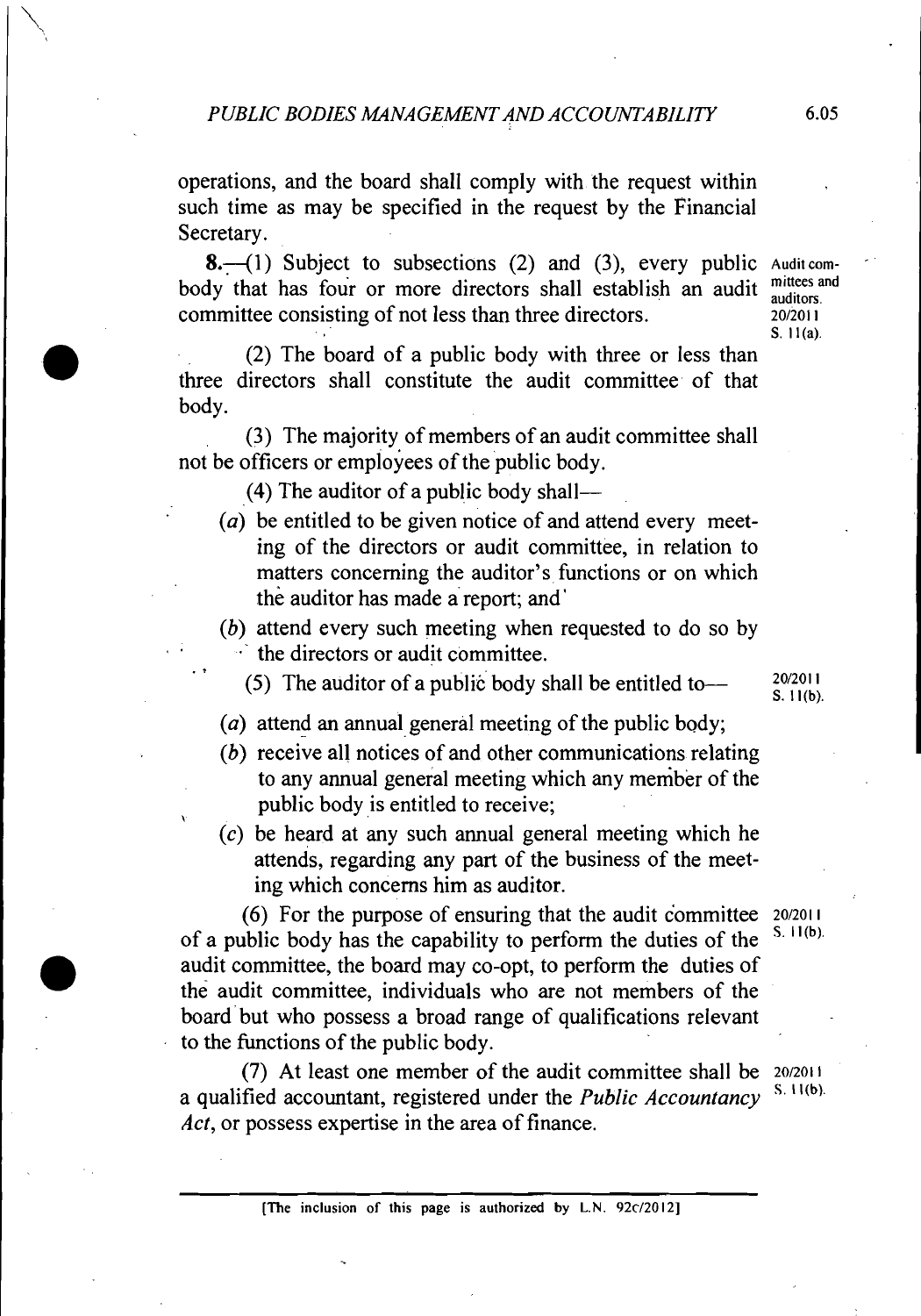operations, and the board shall comply with the request within such time as may be specified in the request by the Financial Secretary.

**8.**—(1) Subject to subsections (2) and (3), every public body that has four or more directors shall establish an audit committee consisting of not less than three directors.

Audit committees and auditors. 20/2011 S. 11(a).

(2) The board of a public body with three or less than three directors shall constitute the audit committee of that body.

(3) The majority of members of an audit committee shall not be officers or employees of the public body.

(4) The auditor of a public body shall—

(*a*) be entitled to be given notice of and attend every meeting of the directors or audit committee, in relation to matters concerning the auditor's functions or on which the auditor has made a report; and

(*b*) attend every such meeting when requested to do so by the directors or audit committee.

(5) The auditor of a public body shall be entitled to—

20/2011 S. 11(b).

(*a*) attend an annual general meeting of the public body;

(*b*) receive all notices of and other communications relating to any annual general meeting which any member of the public body is entitled to receive;

(*c*) be heard at any such annual general meeting which he attends, regarding any part of the business of the meeting which concerns him as auditor.

(6) For the purpose of ensuring that the audit committee of a public body has the capability to perform the duties of the audit committee, the board may co-opt, to perform the duties of the audit committee, individuals who are not members of the board but who possess a broad range of qualifications relevant to the functions of the public body.

20/2011 S. 11(b).

(7) At least one member of the audit committee shall be a qualified accountant, registered under the *Public Accountancy Act*, or possess expertise in the area of finance.

20/2011 S. 11(b).

[The inclusion of this page is authorized by L.N. 92c/2012]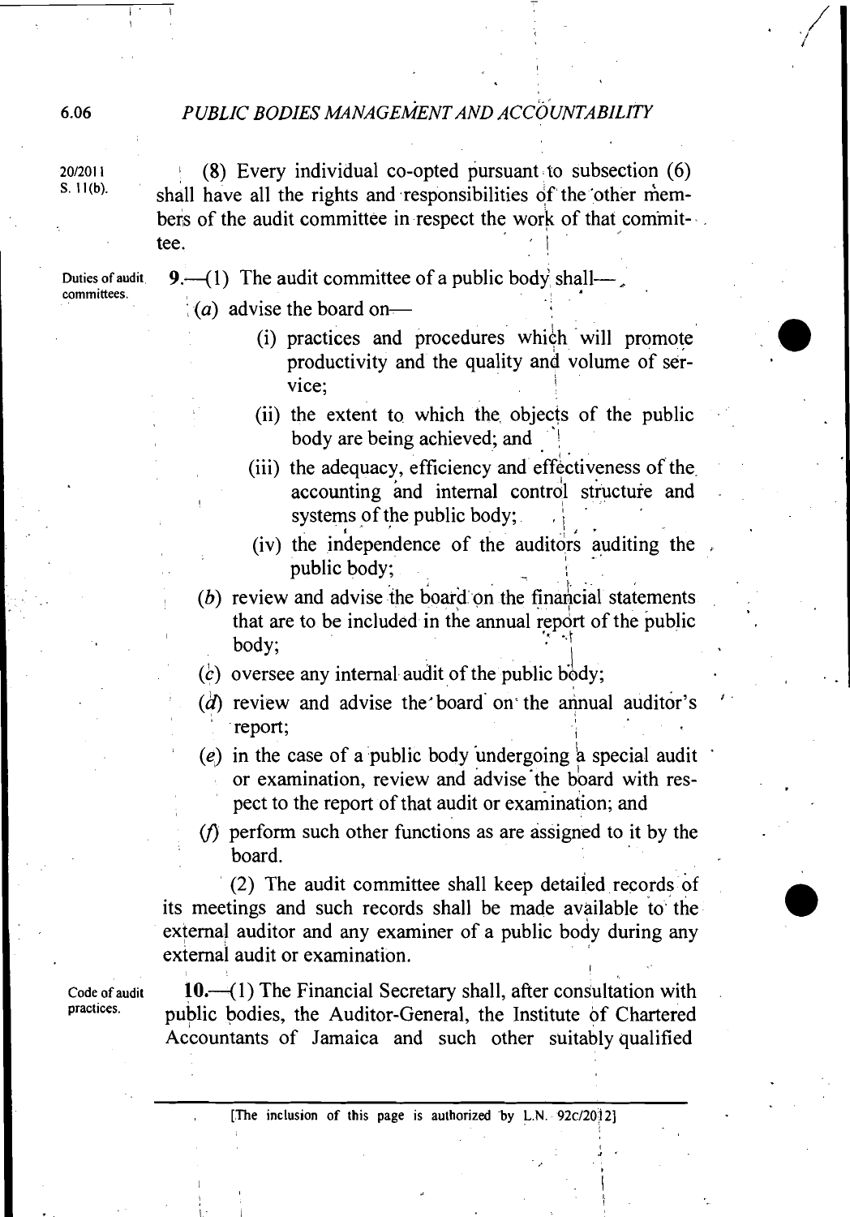20/2011 S. 11(b).

(8) Every individual co-opted pursuant to subsection (6) shall have all the rights and responsibilities of the other members of the audit committee in respect the work of that committee.

Duties of audit committees.

**9.**—(1) The audit committee of a public body shall—

(*a*) advise the board on—

(i) practices and procedures which will promote productivity and the quality and volume of service;

(ii) the extent to which the objects of the public body are being achieved; and

(iii) the adequacy, efficiency and effectiveness of the accounting and internal control structure and systems of the public body;

(iv) the independence of the auditors auditing the public body;

(*b*) review and advise the board on the financial statements that are to be included in the annual report of the public body;

(*c*) oversee any internal audit of the public body;

(*d*) review and advise the board on the annual auditor's report;

(*e*) in the case of a public body undergoing a special audit or examination, review and advise the board with respect to the report of that audit or examination; and

(*f*) perform such other functions as are assigned to it by the board.

(2) The audit committee shall keep detailed records of its meetings and such records shall be made available to the external auditor and any examiner of a public body during any external audit or examination.

Code of audit practices.

**10.**—(1) The Financial Secretary shall, after consultation with public bodies, the Auditor-General, the Institute of Chartered Accountants of Jamaica and such other suitably qualified

[The inclusion of this page is authorized by L.N. 92c/2012]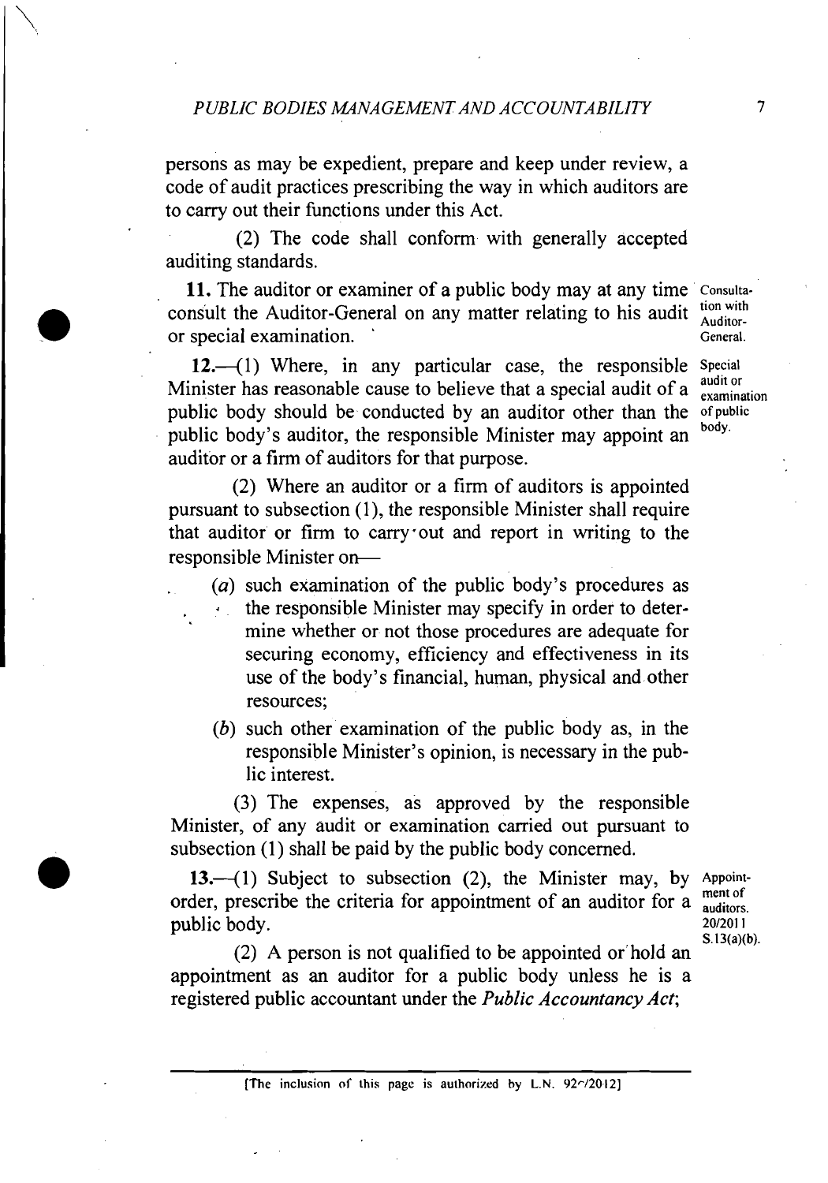persons as may be expedient, prepare and keep under review, a code of audit practices prescribing the way in which auditors are to carry out their functions under this Act.

(2) The code shall conform with generally accepted auditing standards.

**11.** The auditor or examiner of a public body may at any time consult the Auditor-General on any matter relating to his audit or special examination.

Consultation with Auditor-General.

**12.**—(1) Where, in any particular case, the responsible Minister has reasonable cause to believe that a special audit of a public body should be conducted by an auditor other than the public body's auditor, the responsible Minister may appoint an auditor or a firm of auditors for that purpose.

Special audit or examination of public body.

(2) Where an auditor or a firm of auditors is appointed pursuant to subsection (1), the responsible Minister shall require that auditor or firm to carry out and report in writing to the responsible Minister on—

(*a*) such examination of the public body's procedures as the responsible Minister may specify in order to determine whether or not those procedures are adequate for securing economy, efficiency and effectiveness in its use of the body's financial, human, physical and other resources;

(*b*) such other examination of the public body as, in the responsible Minister's opinion, is necessary in the public interest.

(3) The expenses, as approved by the responsible Minister, of any audit or examination carried out pursuant to subsection (1) shall be paid by the public body concerned.

**13.**—(1) Subject to subsection (2), the Minister may, by order, prescribe the criteria for appointment of an auditor for a public body.

Appointment of auditors. 20/2011 S.13(a)(b).

(2) A person is not qualified to be appointed or hold an appointment as an auditor for a public body unless he is a registered public accountant under the *Public Accountancy Act*;

[The inclusion of this page is authorized by L.N. 92$^{c}$/2012]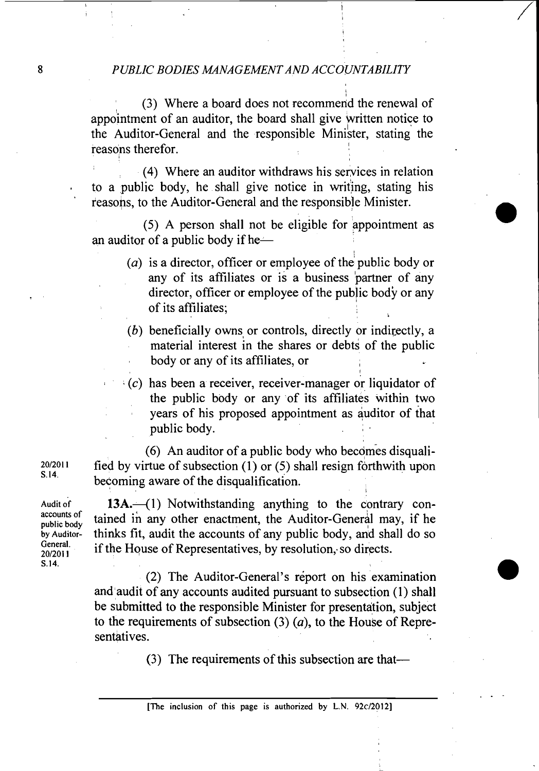(3) Where a board does not recommend the renewal of appointment of an auditor, the board shall give written notice to the Auditor-General and the responsible Minister, stating the reasons therefor.

(4) Where an auditor withdraws his services in relation to a public body, he shall give notice in writing, stating his reasons, to the Auditor-General and the responsible Minister.

(5) A person shall not be eligible for appointment as an auditor of a public body if he—

- (*a*) is a director, officer or employee of the public body or any of its affiliates or is a business partner of any director, officer or employee of the public body or any of its affiliates;
- (*b*) beneficially owns or controls, directly or indirectly, a material interest in the shares or debts of the public body or any of its affiliates, or
- (*c*) has been a receiver, receiver-manager or liquidator of the public body or any of its affiliates within two years of his proposed appointment as auditor of that public body.

20/2011 S.14.

(6) An auditor of a public body who becomes disqualified by virtue of subsection (1) or (5) shall resign forthwith upon becoming aware of the disqualification.

Audit of accounts of public body by Auditor-General. 20/2011 S.14.

**13A.**—(1) Notwithstanding anything to the contrary contained in any other enactment, the Auditor-General may, if he thinks fit, audit the accounts of any public body, and shall do so if the House of Representatives, by resolution, so directs.

(2) The Auditor-General's report on his examination and audit of any accounts audited pursuant to subsection (1) shall be submitted to the responsible Minister for presentation, subject to the requirements of subsection (3) (*a*), to the House of Representatives.

(3) The requirements of this subsection are that—

[The inclusion of this page is authorized by L.N. 92C/2012]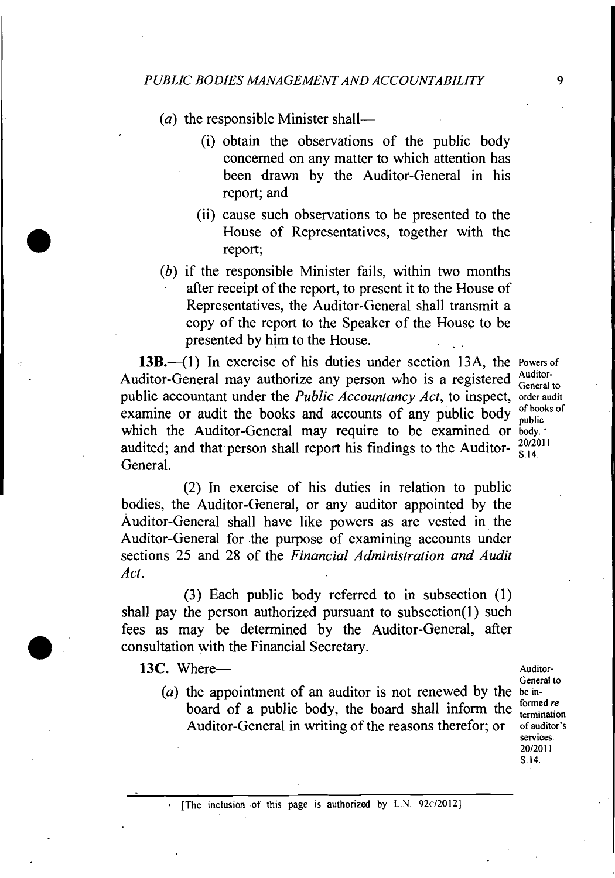(*a*) the responsible Minister shall—

(i) obtain the observations of the public body concerned on any matter to which attention has been drawn by the Auditor-General in his report; and

(ii) cause such observations to be presented to the House of Representatives, together with the report;

(*b*) if the responsible Minister fails, within two months after receipt of the report, to present it to the House of Representatives, the Auditor-General shall transmit a copy of the report to the Speaker of the House to be presented by him to the House.

Powers of Auditor-General to order audit of books of public body. 20/2011 S.14.

**13B.**—(1) In exercise of his duties under section 13A, the Auditor-General may authorize any person who is a registered public accountant under the *Public Accountancy Act*, to inspect, examine or audit the books and accounts of any public body which the Auditor-General may require to be examined or audited; and that person shall report his findings to the Auditor-General.

(2) In exercise of his duties in relation to public bodies, the Auditor-General, or any auditor appointed by the Auditor-General shall have like powers as are vested in the Auditor-General for the purpose of examining accounts under sections 25 and 28 of the *Financial Administration and Audit Act*.

(3) Each public body referred to in subsection (1) shall pay the person authorized pursuant to subsection(1) such fees as may be determined by the Auditor-General, after consultation with the Financial Secretary.

Auditor-General to be informed *re* termination of auditor's services. 20/2011 S.14.

**13C.** Where—

(*a*) the appointment of an auditor is not renewed by the board of a public body, the board shall inform the Auditor-General in writing of the reasons therefor; or

[The inclusion of this page is authorized by L.N. 92c/2012]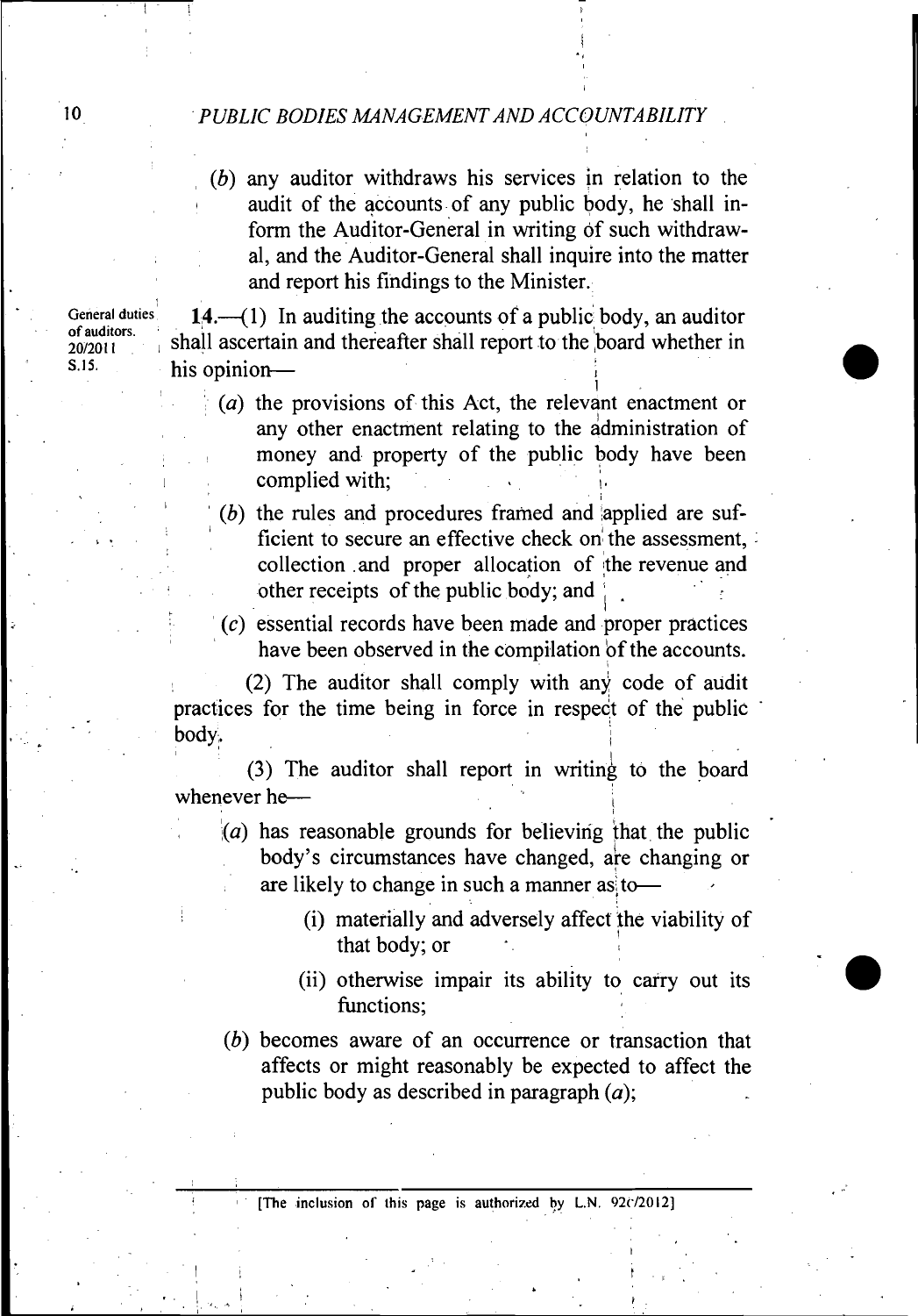(*b*) any auditor withdraws his services in relation to the audit of the accounts of any public body, he shall inform the Auditor-General in writing of such withdrawal, and the Auditor-General shall inquire into the matter and report his findings to the Minister.

General duties of auditors. 20/2011 S.15.

**14.**—(1) In auditing the accounts of a public body, an auditor shall ascertain and thereafter shall report to the board whether in his opinion—

(*a*) the provisions of this Act, the relevant enactment or any other enactment relating to the administration of money and property of the public body have been complied with;

(*b*) the rules and procedures framed and applied are sufficient to secure an effective check on the assessment, collection and proper allocation of the revenue and other receipts of the public body; and

(*c*) essential records have been made and proper practices have been observed in the compilation of the accounts.

(2) The auditor shall comply with any code of audit practices for the time being in force in respect of the public body.

(3) The auditor shall report in writing to the board whenever he—

(*a*) has reasonable grounds for believing that the public body's circumstances have changed, are changing or are likely to change in such a manner as to—

(i) materially and adversely affect the viability of that body; or

(ii) otherwise impair its ability to carry out its functions;

(*b*) becomes aware of an occurrence or transaction that affects or might reasonably be expected to affect the public body as described in paragraph (*a*);

[The inclusion of this page is authorized by L.N. 92c/2012]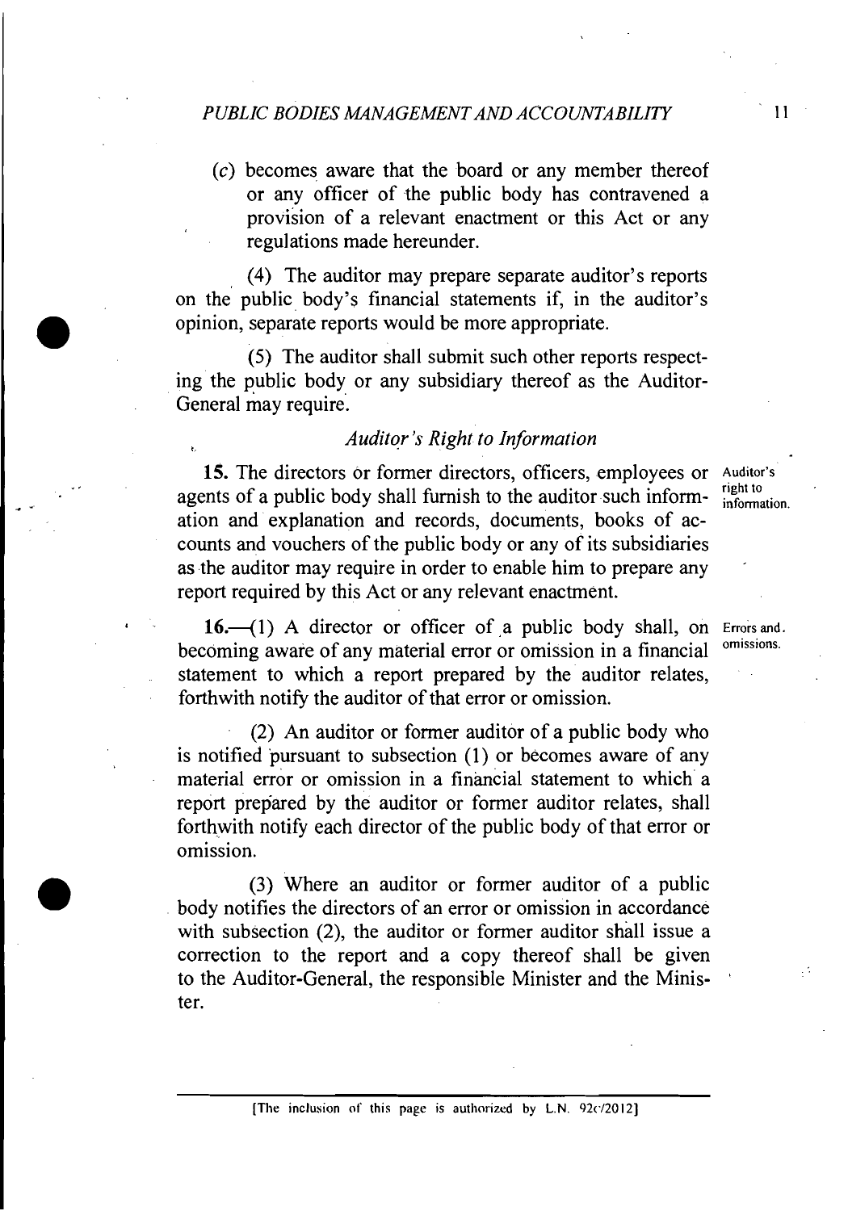(c) becomes aware that the board or any member thereof or any officer of the public body has contravened a provision of a relevant enactment or this Act or any regulations made hereunder.

(4) The auditor may prepare separate auditor's reports on the public body's financial statements if, in the auditor's opinion, separate reports would be more appropriate.

(5) The auditor shall submit such other reports respecting the public body or any subsidiary thereof as the Auditor-General may require.

*Auditor's Right to Information*

Auditor's right to information.

**15.** The directors or former directors, officers, employees or agents of a public body shall furnish to the auditor such information and explanation and records, documents, books of accounts and vouchers of the public body or any of its subsidiaries as the auditor may require in order to enable him to prepare any report required by this Act or any relevant enactment.

Errors and omissions.

**16.**—(1) A director or officer of a public body shall, on becoming aware of any material error or omission in a financial statement to which a report prepared by the auditor relates, forthwith notify the auditor of that error or omission.

(2) An auditor or former auditor of a public body who is notified pursuant to subsection (1) or becomes aware of any material error or omission in a financial statement to which a report prepared by the auditor or former auditor relates, shall forthwith notify each director of the public body of that error or omission.

(3) Where an auditor or former auditor of a public body notifies the directors of an error or omission in accordance with subsection (2), the auditor or former auditor shall issue a correction to the report and a copy thereof shall be given to the Auditor-General, the responsible Minister and the Minister.

[The inclusion of this page is authorized by L.N. 92c/2012]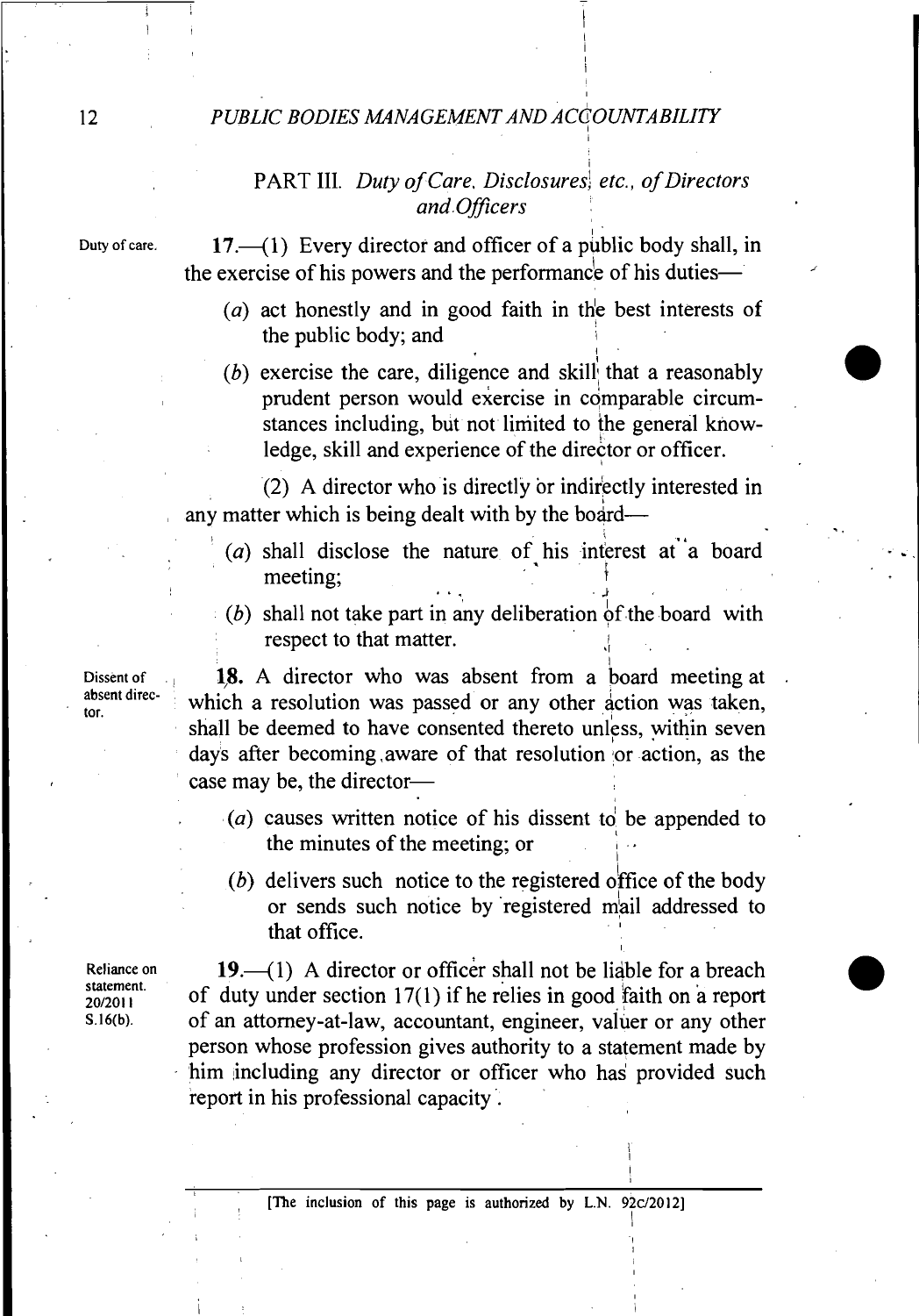## PART III. *Duty of Care, Disclosures etc., of Directors and Officers*

Duty of care.

**17.**—(1) Every director and officer of a public body shall, in the exercise of his powers and the performance of his duties—

(*a*) act honestly and in good faith in the best interests of the public body; and

(*b*) exercise the care, diligence and skill that a reasonably prudent person would exercise in comparable circumstances including, but not limited to the general knowledge, skill and experience of the director or officer.

(2) A director who is directly or indirectly interested in any matter which is being dealt with by the board—

(*a*) shall disclose the nature of his interest at a board meeting;

(*b*) shall not take part in any deliberation of the board with respect to that matter.

Dissent of absent director.

**18.** A director who was absent from a board meeting at which a resolution was passed or any other action was taken, shall be deemed to have consented thereto unless, within seven days after becoming aware of that resolution or action, as the case may be, the director—

(*a*) causes written notice of his dissent to be appended to the minutes of the meeting; or

(*b*) delivers such notice to the registered office of the body or sends such notice by registered mail addressed to that office.

Reliance on statement. 20/2011 S.16(b).

**19.**—(1) A director or officer shall not be liable for a breach of duty under section 17(1) if he relies in good faith on a report of an attorney-at-law, accountant, engineer, valuer or any other person whose profession gives authority to a statement made by him including any director or officer who has provided such report in his professional capacity.

[The inclusion of this page is authorized by L.N. 92c/2012]